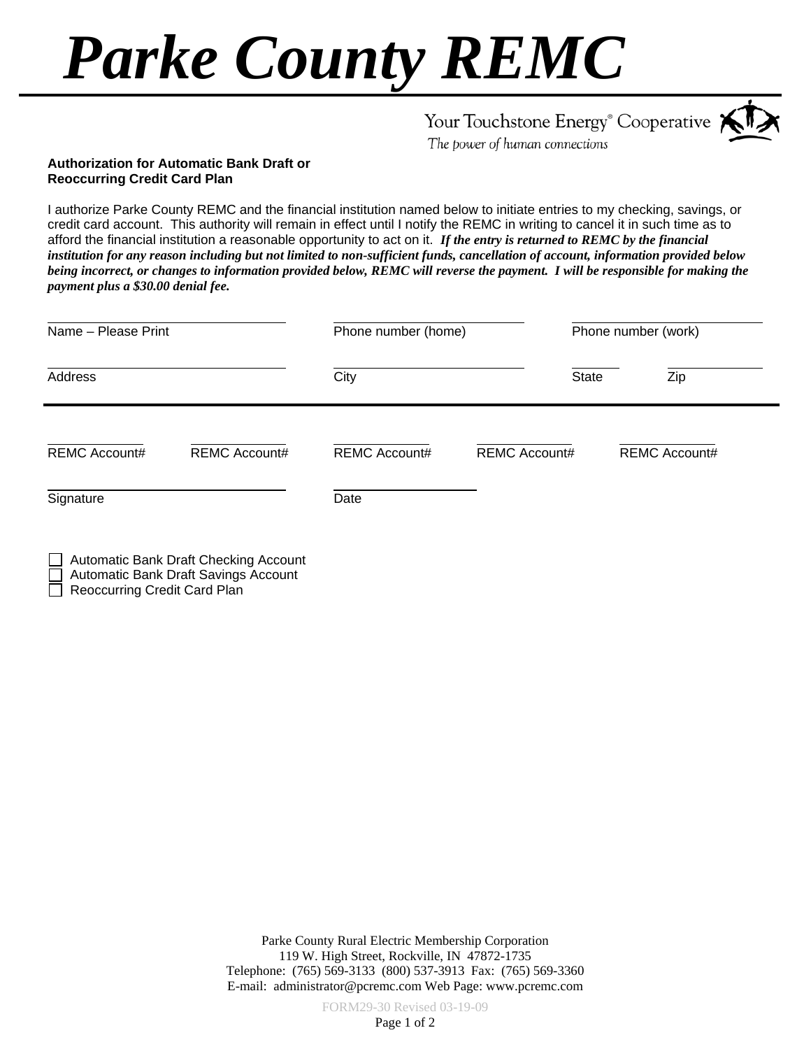# Parke County REMC

Your Touchstone Energy® Cooperative
*The power of human connections*

**Authorization for Automatic Bank Draft or Reoccurring Credit Card Plan**

I authorize Parke County REMC and the financial institution named below to initiate entries to my checking, savings, or credit card account. This authority will remain in effect until I notify the REMC in writing to cancel it in such time as to afford the financial institution a reasonable opportunity to act on it. ***If the entry is returned to REMC by the financial institution for any reason including but not limited to non-sufficient funds, cancellation of account, information provided below being incorrect, or changes to information provided below, REMC will reverse the payment. I will be responsible for making the payment plus a $30.00 denial fee.***

| | | |
|---|---|---|
| ______________________ | ______________________ | ______________________ |
| Name – Please Print | Phone number (home) | Phone number (work) |

| | | | |
|---|---|---|---|
| ______________________ | ______________________ | ________ | ________ |
| Address | City | State | Zip |

---

| | | | | |
|---|---|---|---|---|
| ____________ | ____________ | ____________ | ____________ | ____________ |
| REMC Account# | REMC Account# | REMC Account# | REMC Account# | REMC Account# |

| | |
|---|---|
| ______________________ | ______________________ |
| Signature | Date |

- ☐ Automatic Bank Draft Checking Account
- ☐ Automatic Bank Draft Savings Account
- ☐ Reoccurring Credit Card Plan

Parke County Rural Electric Membership Corporation
119 W. High Street, Rockville, IN 47872-1735
Telephone: (765) 569-3133 (800) 537-3913 Fax: (765) 569-3360
E-mail: administrator@pcremc.com Web Page: www.pcremc.com

FORM29-30 Revised 03-19-09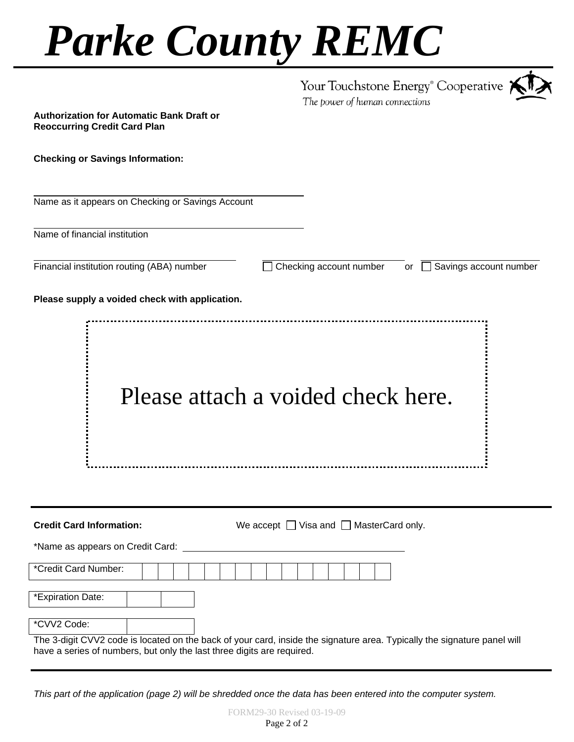# *Parke County REMC*

Your Touchstone Energy® Cooperative
*The power of human connections*

**Authorization for Automatic Bank Draft or Reoccurring Credit Card Plan**

**Checking or Savings Information:**

\_\_\_\_\_\_\_\_\_\_\_\_\_\_\_\_\_\_\_\_\_\_\_\_\_\_\_\_\_\_\_\_\_\_\_\_\_\_\_\_
Name as it appears on Checking or Savings Account

\_\_\_\_\_\_\_\_\_\_\_\_\_\_\_\_\_\_\_\_\_\_\_\_\_\_\_\_\_\_\_\_\_\_\_\_\_\_\_\_
Name of financial institution

\_\_\_\_\_\_\_\_\_\_\_\_\_\_\_\_\_\_\_\_\_\_\_\_\_\_\_\_\_\_ \_\_\_\_\_\_\_\_\_\_\_\_\_\_\_\_\_\_\_\_\_\_ \_\_\_\_\_\_\_\_\_\_\_\_\_\_\_\_\_\_\_\_\_\_
Financial institution routing (ABA) number ☐ Checking account number or ☐ Savings account number

**Please supply a voided check with application.**

Please attach a voided check here.

---

**Credit Card Information:** We accept ☐ Visa and ☐ MasterCard only.

*Name as appears on Credit Card: \_\_\_\_\_\_\_\_\_\_\_\_\_\_\_\_\_\_\_\_\_\_\_\_\_\_\_\_\_\_\_\_

| *Credit Card Number: | | | | | | | | | | | | | | | | |
|---|---|---|---|---|---|---|---|---|---|---|---|---|---|---|---|---|

| *Expiration Date: | | |
|---|---|---|

| *CVV2 Code: | |
|---|---|

The 3-digit CVV2 code is located on the back of your card, inside the signature area. Typically the signature panel will have a series of numbers, but only the last three digits are required.

---

*This part of the application (page 2) will be shredded once the data has been entered into the computer system.*

FORM29-30 Revised 03-19-09